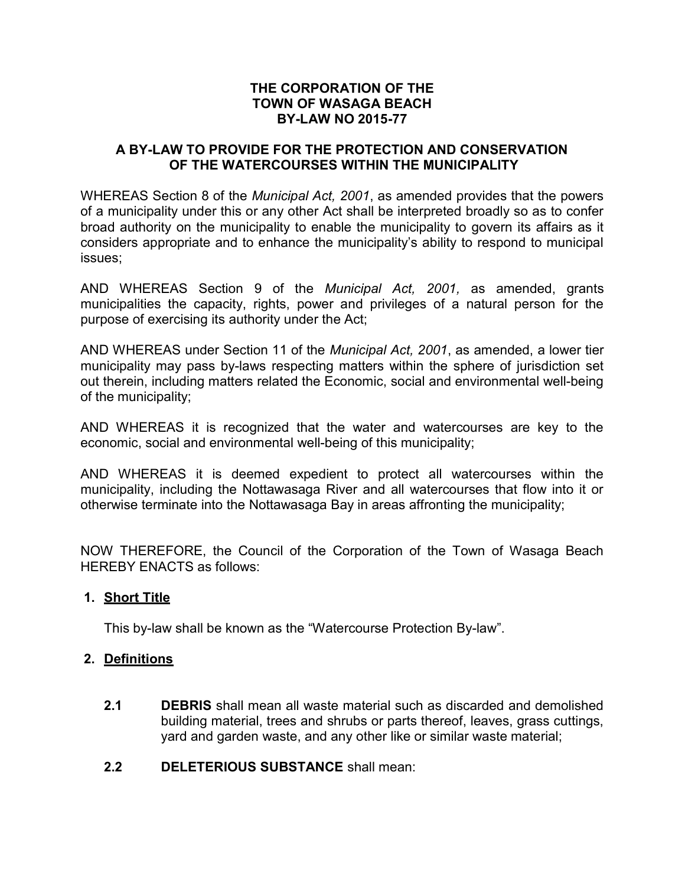**THE CORPORATION OF THE**
**TOWN OF WASAGA BEACH**
**BY-LAW NO 2015-77**

**A BY-LAW TO PROVIDE FOR THE PROTECTION AND CONSERVATION OF THE WATERCOURSES WITHIN THE MUNICIPALITY**

WHEREAS Section 8 of the *Municipal Act, 2001*, as amended provides that the powers of a municipality under this or any other Act shall be interpreted broadly so as to confer broad authority on the municipality to enable the municipality to govern its affairs as it considers appropriate and to enhance the municipality's ability to respond to municipal issues;

AND WHEREAS Section 9 of the *Municipal Act, 2001,* as amended, grants municipalities the capacity, rights, power and privileges of a natural person for the purpose of exercising its authority under the Act;

AND WHEREAS under Section 11 of the *Municipal Act, 2001*, as amended, a lower tier municipality may pass by-laws respecting matters within the sphere of jurisdiction set out therein, including matters related the Economic, social and environmental well-being of the municipality;

AND WHEREAS it is recognized that the water and watercourses are key to the economic, social and environmental well-being of this municipality;

AND WHEREAS it is deemed expedient to protect all watercourses within the municipality, including the Nottawasaga River and all watercourses that flow into it or otherwise terminate into the Nottawasaga Bay in areas affronting the municipality;

NOW THEREFORE, the Council of the Corporation of the Town of Wasaga Beach HEREBY ENACTS as follows:

**1. Short Title**

This by-law shall be known as the "Watercourse Protection By-law".

**2. Definitions**

**2.1** **DEBRIS** shall mean all waste material such as discarded and demolished building material, trees and shrubs or parts thereof, leaves, grass cuttings, yard and garden waste, and any other like or similar waste material;

**2.2** **DELETERIOUS SUBSTANCE** shall mean: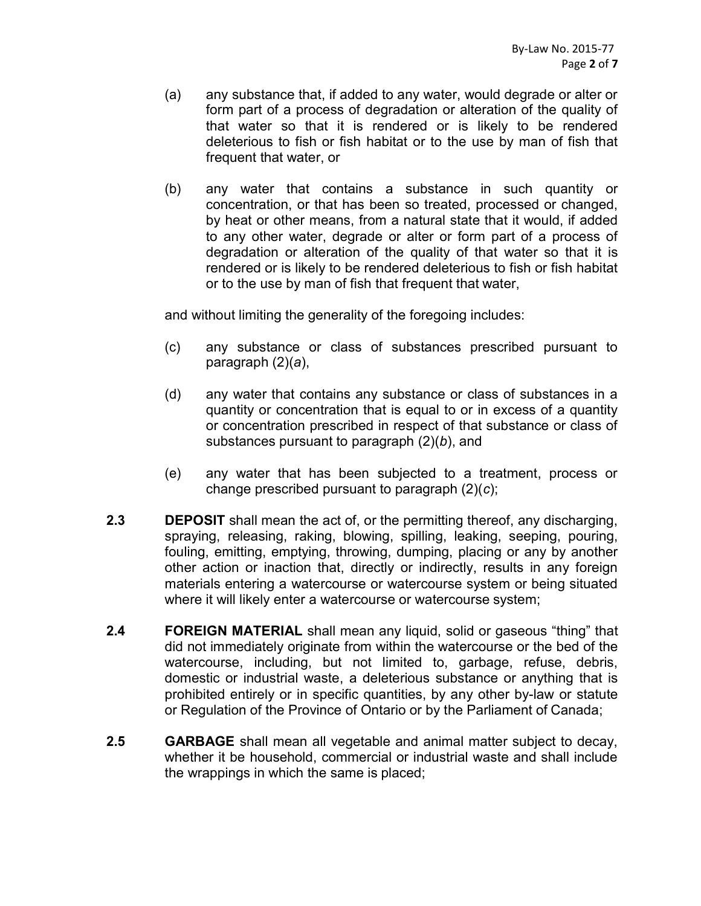(a) any substance that, if added to any water, would degrade or alter or form part of a process of degradation or alteration of the quality of that water so that it is rendered or is likely to be rendered deleterious to fish or fish habitat or to the use by man of fish that frequent that water, or

(b) any water that contains a substance in such quantity or concentration, or that has been so treated, processed or changed, by heat or other means, from a natural state that it would, if added to any other water, degrade or alter or form part of a process of degradation or alteration of the quality of that water so that it is rendered or is likely to be rendered deleterious to fish or fish habitat or to the use by man of fish that frequent that water,

and without limiting the generality of the foregoing includes:

(c) any substance or class of substances prescribed pursuant to paragraph (2)(*a*),

(d) any water that contains any substance or class of substances in a quantity or concentration that is equal to or in excess of a quantity or concentration prescribed in respect of that substance or class of substances pursuant to paragraph (2)(*b*), and

(e) any water that has been subjected to a treatment, process or change prescribed pursuant to paragraph (2)(*c*);

**2.3** **DEPOSIT** shall mean the act of, or the permitting thereof, any discharging, spraying, releasing, raking, blowing, spilling, leaking, seeping, pouring, fouling, emitting, emptying, throwing, dumping, placing or any by another other action or inaction that, directly or indirectly, results in any foreign materials entering a watercourse or watercourse system or being situated where it will likely enter a watercourse or watercourse system;

**2.4** **FOREIGN MATERIAL** shall mean any liquid, solid or gaseous "thing" that did not immediately originate from within the watercourse or the bed of the watercourse, including, but not limited to, garbage, refuse, debris, domestic or industrial waste, a deleterious substance or anything that is prohibited entirely or in specific quantities, by any other by-law or statute or Regulation of the Province of Ontario or by the Parliament of Canada;

**2.5** **GARBAGE** shall mean all vegetable and animal matter subject to decay, whether it be household, commercial or industrial waste and shall include the wrappings in which the same is placed;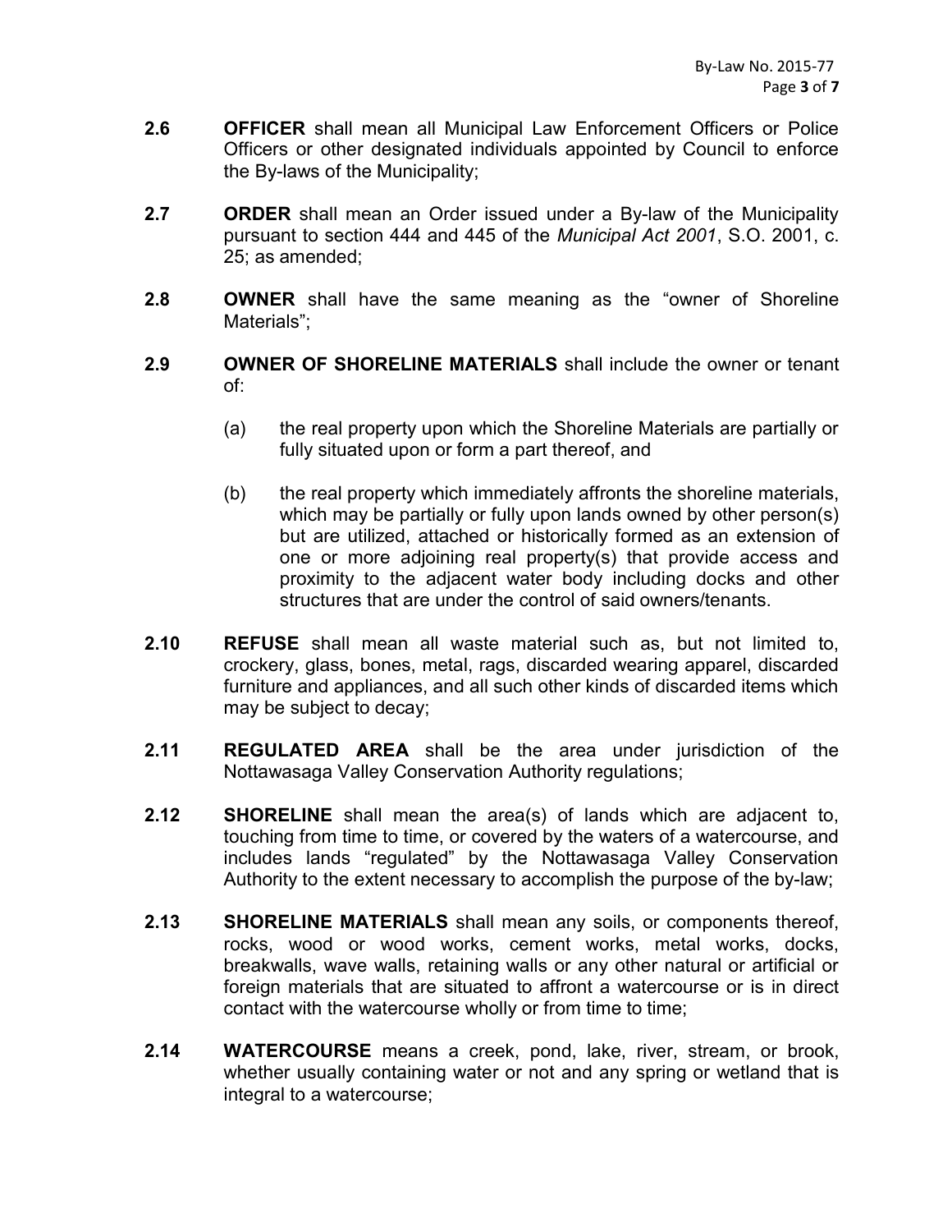**2.6** **OFFICER** shall mean all Municipal Law Enforcement Officers or Police Officers or other designated individuals appointed by Council to enforce the By-laws of the Municipality;

**2.7** **ORDER** shall mean an Order issued under a By-law of the Municipality pursuant to section 444 and 445 of the *Municipal Act 2001*, S.O. 2001, c. 25; as amended;

**2.8** **OWNER** shall have the same meaning as the "owner of Shoreline Materials";

**2.9** **OWNER OF SHORELINE MATERIALS** shall include the owner or tenant of:

(a) the real property upon which the Shoreline Materials are partially or fully situated upon or form a part thereof, and

(b) the real property which immediately affronts the shoreline materials, which may be partially or fully upon lands owned by other person(s) but are utilized, attached or historically formed as an extension of one or more adjoining real property(s) that provide access and proximity to the adjacent water body including docks and other structures that are under the control of said owners/tenants.

**2.10** **REFUSE** shall mean all waste material such as, but not limited to, crockery, glass, bones, metal, rags, discarded wearing apparel, discarded furniture and appliances, and all such other kinds of discarded items which may be subject to decay;

**2.11** **REGULATED AREA** shall be the area under jurisdiction of the Nottawasaga Valley Conservation Authority regulations;

**2.12** **SHORELINE** shall mean the area(s) of lands which are adjacent to, touching from time to time, or covered by the waters of a watercourse, and includes lands "regulated" by the Nottawasaga Valley Conservation Authority to the extent necessary to accomplish the purpose of the by-law;

**2.13** **SHORELINE MATERIALS** shall mean any soils, or components thereof, rocks, wood or wood works, cement works, metal works, docks, breakwalls, wave walls, retaining walls or any other natural or artificial or foreign materials that are situated to affront a watercourse or is in direct contact with the watercourse wholly or from time to time;

**2.14** **WATERCOURSE** means a creek, pond, lake, river, stream, or brook, whether usually containing water or not and any spring or wetland that is integral to a watercourse;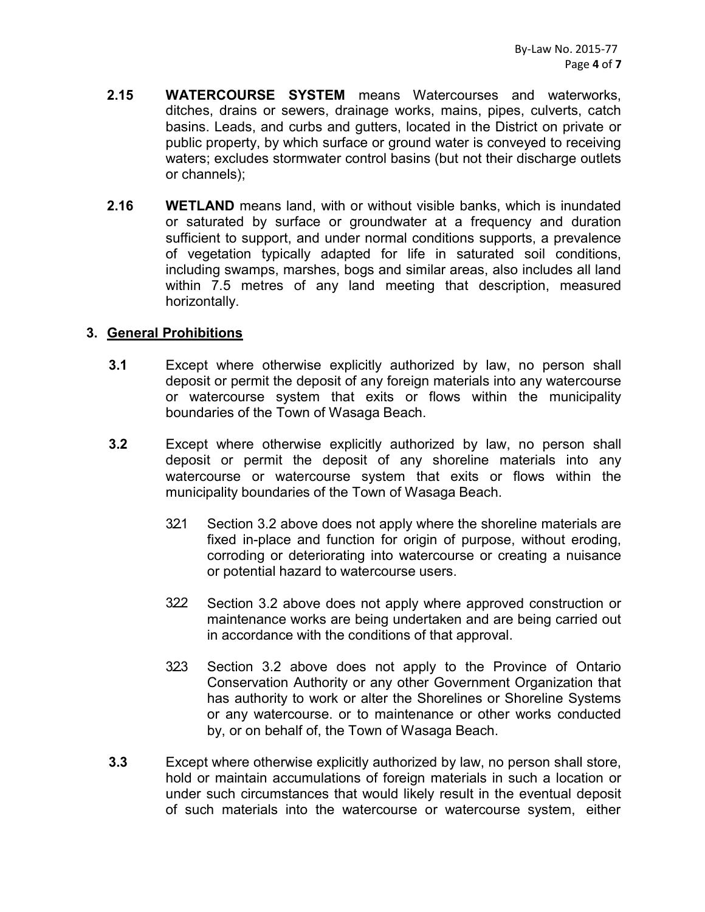**2.15** **WATERCOURSE SYSTEM** means Watercourses and waterworks, ditches, drains or sewers, drainage works, mains, pipes, culverts, catch basins. Leads, and curbs and gutters, located in the District on private or public property, by which surface or ground water is conveyed to receiving waters; excludes stormwater control basins (but not their discharge outlets or channels);

**2.16** **WETLAND** means land, with or without visible banks, which is inundated or saturated by surface or groundwater at a frequency and duration sufficient to support, and under normal conditions supports, a prevalence of vegetation typically adapted for life in saturated soil conditions, including swamps, marshes, bogs and similar areas, also includes all land within 7.5 metres of any land meeting that description, measured horizontally.

## 3. General Prohibitions

**3.1** Except where otherwise explicitly authorized by law, no person shall deposit or permit the deposit of any foreign materials into any watercourse or watercourse system that exits or flows within the municipality boundaries of the Town of Wasaga Beach.

**3.2** Except where otherwise explicitly authorized by law, no person shall deposit or permit the deposit of any shoreline materials into any watercourse or watercourse system that exits or flows within the municipality boundaries of the Town of Wasaga Beach.

3.2.1 Section 3.2 above does not apply where the shoreline materials are fixed in-place and function for origin of purpose, without eroding, corroding or deteriorating into watercourse or creating a nuisance or potential hazard to watercourse users.

3.2.2 Section 3.2 above does not apply where approved construction or maintenance works are being undertaken and are being carried out in accordance with the conditions of that approval.

3.2.3 Section 3.2 above does not apply to the Province of Ontario Conservation Authority or any other Government Organization that has authority to work or alter the Shorelines or Shoreline Systems or any watercourse. or to maintenance or other works conducted by, or on behalf of, the Town of Wasaga Beach.

**3.3** Except where otherwise explicitly authorized by law, no person shall store, hold or maintain accumulations of foreign materials in such a location or under such circumstances that would likely result in the eventual deposit of such materials into the watercourse or watercourse system, either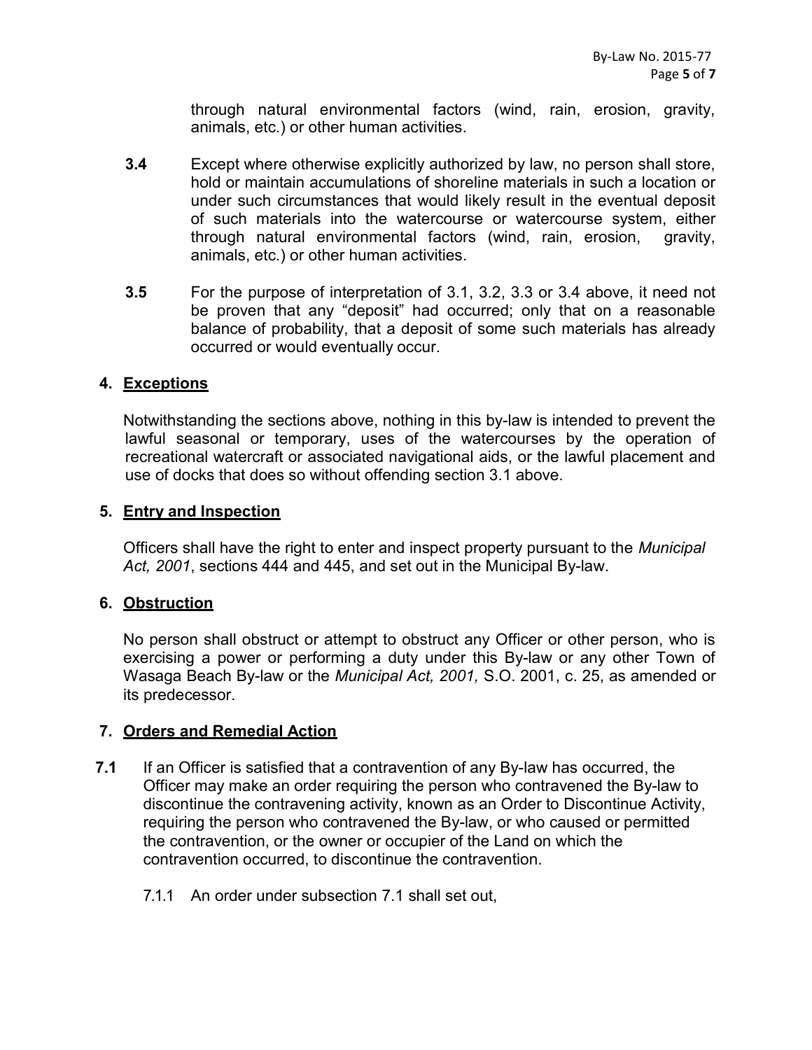through natural environmental factors (wind, rain, erosion, gravity, animals, etc.) or other human activities.

**3.4** Except where otherwise explicitly authorized by law, no person shall store, hold or maintain accumulations of shoreline materials in such a location or under such circumstances that would likely result in the eventual deposit of such materials into the watercourse or watercourse system, either through natural environmental factors (wind, rain, erosion, gravity, animals, etc.) or other human activities.

**3.5** For the purpose of interpretation of 3.1, 3.2, 3.3 or 3.4 above, it need not be proven that any "deposit" had occurred; only that on a reasonable balance of probability, that a deposit of some such materials has already occurred or would eventually occur.

## 4. <u>Exceptions</u>

Notwithstanding the sections above, nothing in this by-law is intended to prevent the lawful seasonal or temporary, uses of the watercourses by the operation of recreational watercraft or associated navigational aids, or the lawful placement and use of docks that does so without offending section 3.1 above.

## 5. <u>Entry and Inspection</u>

Officers shall have the right to enter and inspect property pursuant to the *Municipal Act, 2001*, sections 444 and 445, and set out in the Municipal By-law.

## 6. <u>Obstruction</u>

No person shall obstruct or attempt to obstruct any Officer or other person, who is exercising a power or performing a duty under this By-law or any other Town of Wasaga Beach By-law or the *Municipal Act, 2001,* S.O. 2001, c. 25, as amended or its predecessor.

## 7. <u>Orders and Remedial Action</u>

**7.1** If an Officer is satisfied that a contravention of any By-law has occurred, the Officer may make an order requiring the person who contravened the By-law to discontinue the contravening activity, known as an Order to Discontinue Activity, requiring the person who contravened the By-law, or who caused or permitted the contravention, or the owner or occupier of the Land on which the contravention occurred, to discontinue the contravention.

7.1.1 An order under subsection 7.1 shall set out,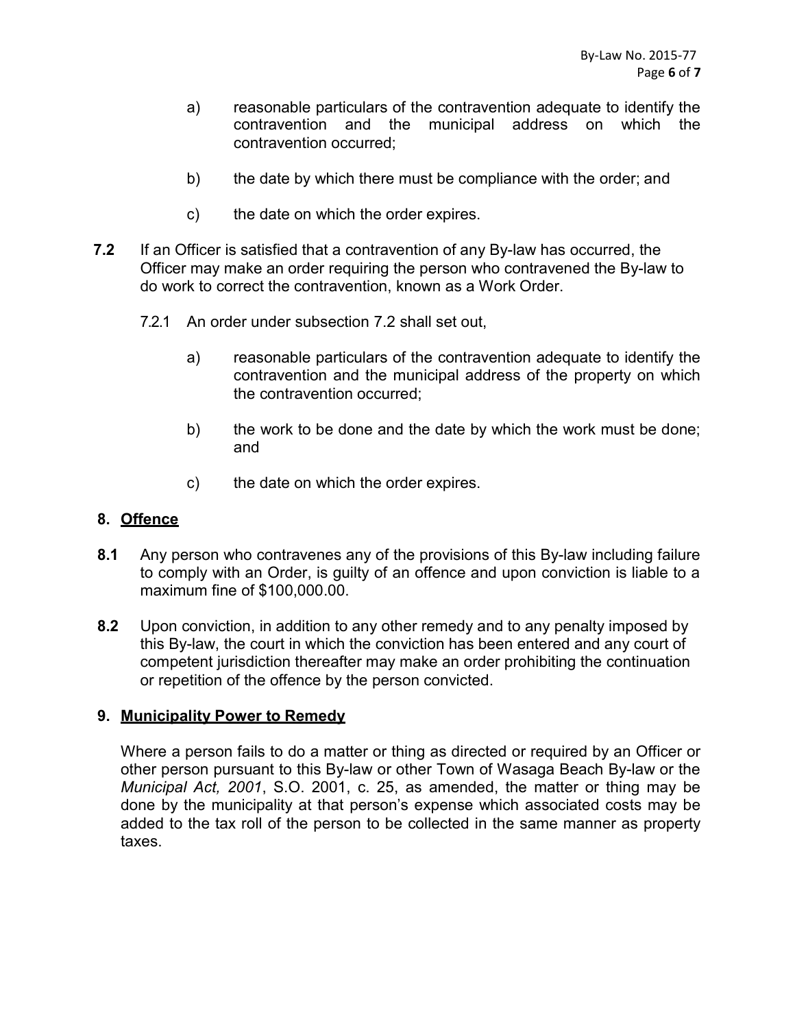a) reasonable particulars of the contravention adequate to identify the contravention and the municipal address on which the contravention occurred;

b) the date by which there must be compliance with the order; and

c) the date on which the order expires.

**7.2** If an Officer is satisfied that a contravention of any By-law has occurred, the Officer may make an order requiring the person who contravened the By-law to do work to correct the contravention, known as a Work Order.

7.2.1 An order under subsection 7.2 shall set out,

a) reasonable particulars of the contravention adequate to identify the contravention and the municipal address of the property on which the contravention occurred;

b) the work to be done and the date by which the work must be done; and

c) the date on which the order expires.

## 8. Offence

**8.1** Any person who contravenes any of the provisions of this By-law including failure to comply with an Order, is guilty of an offence and upon conviction is liable to a maximum fine of $100,000.00.

**8.2** Upon conviction, in addition to any other remedy and to any penalty imposed by this By-law, the court in which the conviction has been entered and any court of competent jurisdiction thereafter may make an order prohibiting the continuation or repetition of the offence by the person convicted.

## 9. Municipality Power to Remedy

Where a person fails to do a matter or thing as directed or required by an Officer or other person pursuant to this By-law or other Town of Wasaga Beach By-law or the *Municipal Act, 2001*, S.O. 2001, c. 25, as amended, the matter or thing may be done by the municipality at that person's expense which associated costs may be added to the tax roll of the person to be collected in the same manner as property taxes.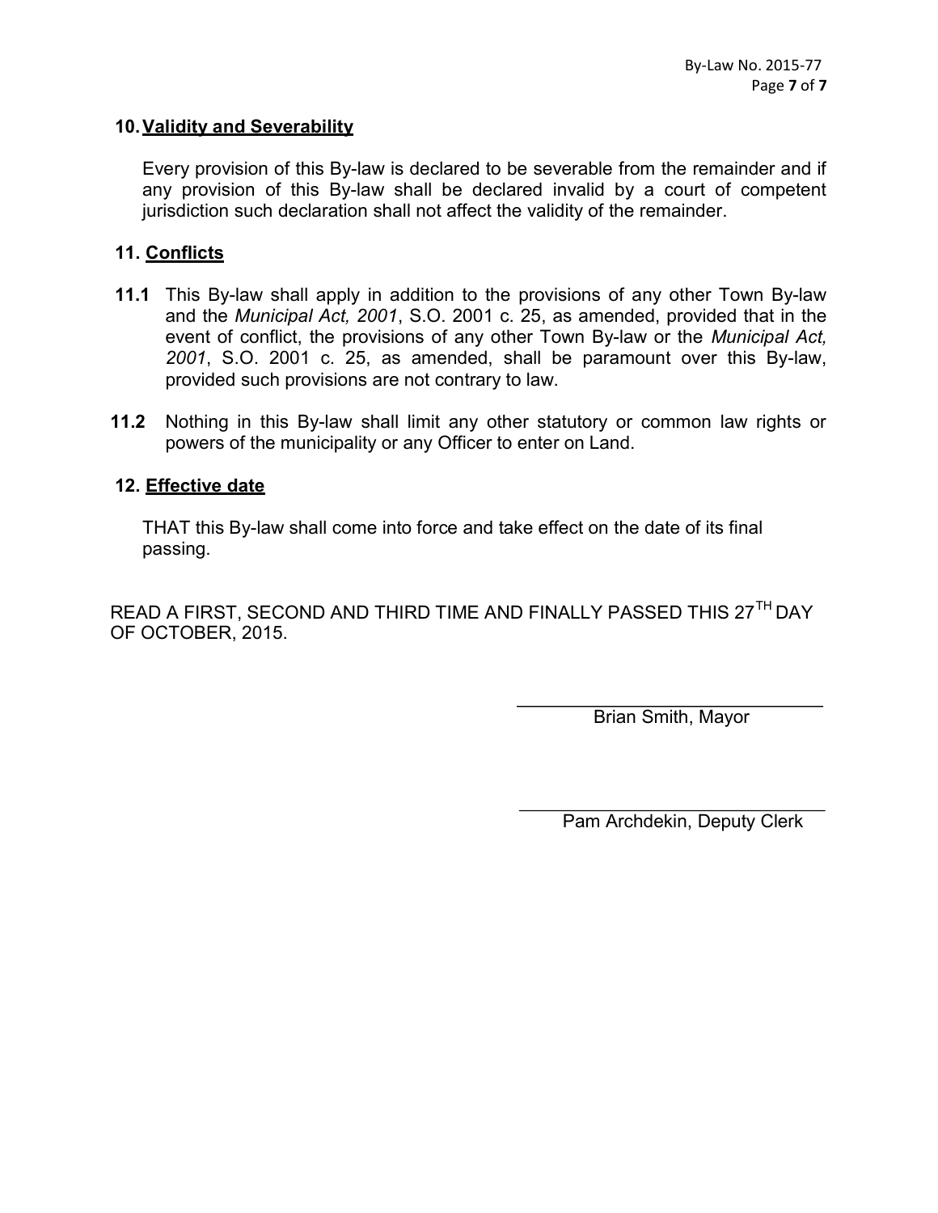## 10. Validity and Severability

Every provision of this By-law is declared to be severable from the remainder and if any provision of this By-law shall be declared invalid by a court of competent jurisdiction such declaration shall not affect the validity of the remainder.

## 11. Conflicts

**11.1** This By-law shall apply in addition to the provisions of any other Town By-law and the *Municipal Act, 2001*, S.O. 2001 c. 25, as amended, provided that in the event of conflict, the provisions of any other Town By-law or the *Municipal Act, 2001*, S.O. 2001 c. 25, as amended, shall be paramount over this By-law, provided such provisions are not contrary to law.

**11.2** Nothing in this By-law shall limit any other statutory or common law rights or powers of the municipality or any Officer to enter on Land.

## 12. Effective date

THAT this By-law shall come into force and take effect on the date of its final passing.

READ A FIRST, SECOND AND THIRD TIME AND FINALLY PASSED THIS 27TH DAY OF OCTOBER, 2015.

\_\_\_\_\_\_\_\_\_\_\_\_\_\_\_\_\_\_\_\_\_\_\_\_\_\_\_\_\_\_
Brian Smith, Mayor

\_\_\_\_\_\_\_\_\_\_\_\_\_\_\_\_\_\_\_\_\_\_\_\_\_\_\_\_\_\_
Pam Archdekin, Deputy Clerk